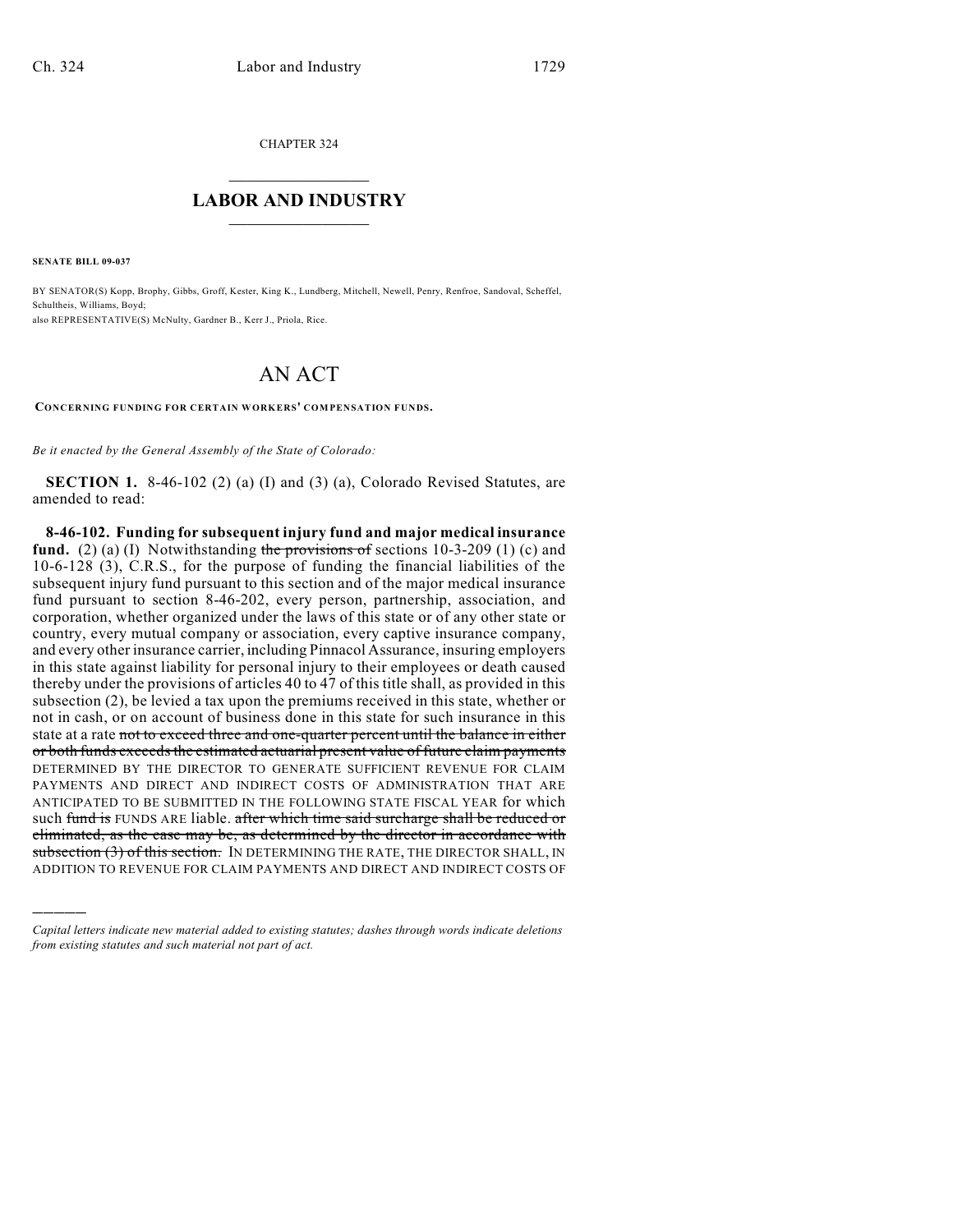CHAPTER 324

## LABOR AND INDUSTRY

**SENATE BILL 09-037**

BY SENATOR(S) Kopp, Brophy, Gibbs, Groff, Kester, King K., Lundberg, Mitchell, Newell, Penry, Renfroe, Sandoval, Scheffel, Schultheis, Williams, Boyd;
also REPRESENTATIVE(S) McNulty, Gardner B., Kerr J., Priola, Rice.

# AN ACT

CONCERNING FUNDING FOR CERTAIN WORKERS' COMPENSATION FUNDS.

*Be it enacted by the General Assembly of the State of Colorado:*

**SECTION 1.** 8-46-102 (2) (a) (I) and (3) (a), Colorado Revised Statutes, are amended to read:

**8-46-102. Funding for subsequent injury fund and major medical insurance fund.** (2) (a) (I) Notwithstanding ~~the provisions of~~ sections 10-3-209 (1) (c) and 10-6-128 (3), C.R.S., for the purpose of funding the financial liabilities of the subsequent injury fund pursuant to this section and of the major medical insurance fund pursuant to section 8-46-202, every person, partnership, association, and corporation, whether organized under the laws of this state or of any other state or country, every mutual company or association, every captive insurance company, and every other insurance carrier, including Pinnacol Assurance, insuring employers in this state against liability for personal injury to their employees or death caused thereby under the provisions of articles 40 to 47 of this title shall, as provided in this subsection (2), be levied a tax upon the premiums received in this state, whether or not in cash, or on account of business done in this state for such insurance in this state at a rate ~~not to exceed three and one-quarter percent until the balance in either or both funds exceeds the estimated actuarial present value of future claim payments~~ DETERMINED BY THE DIRECTOR TO GENERATE SUFFICIENT REVENUE FOR CLAIM PAYMENTS AND DIRECT AND INDIRECT COSTS OF ADMINISTRATION THAT ARE ANTICIPATED TO BE SUBMITTED IN THE FOLLOWING STATE FISCAL YEAR for which such ~~fund is~~ FUNDS ARE liable. ~~after which time said surcharge shall be reduced or eliminated, as the case may be, as determined by the director in accordance with subsection (3) of this section.~~ IN DETERMINING THE RATE, THE DIRECTOR SHALL, IN ADDITION TO REVENUE FOR CLAIM PAYMENTS AND DIRECT AND INDIRECT COSTS OF

---

*Capital letters indicate new material added to existing statutes; dashes through words indicate deletions from existing statutes and such material not part of act.*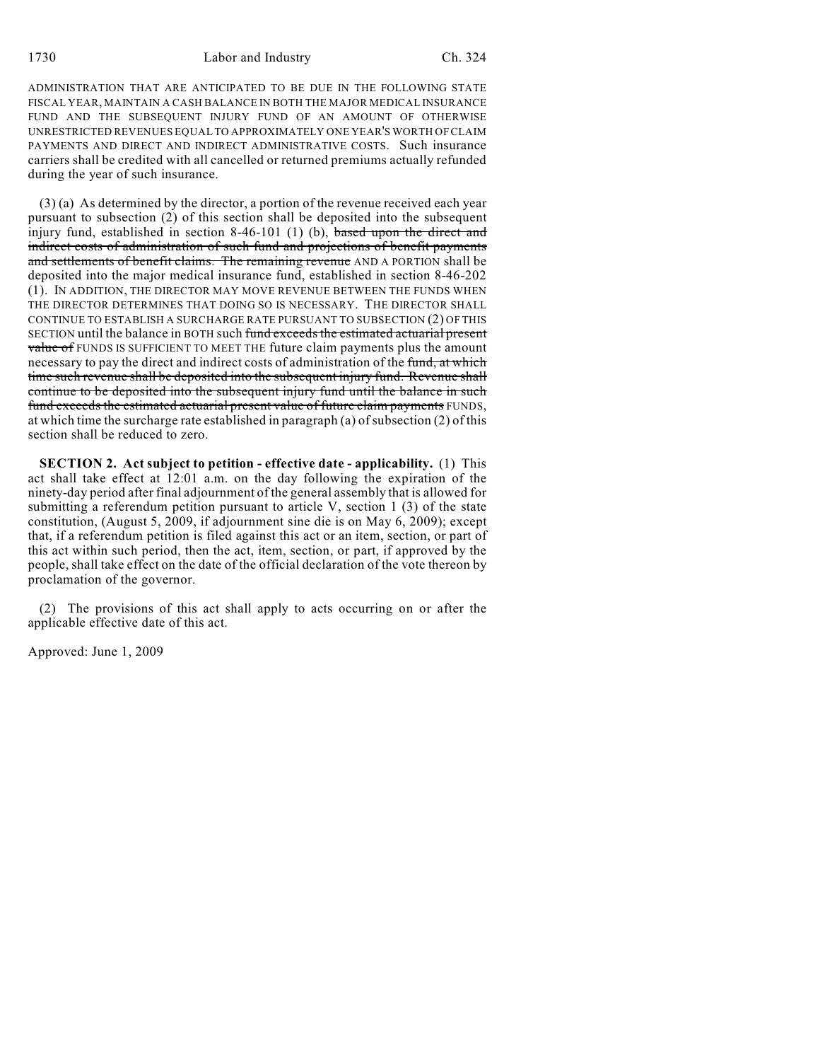ADMINISTRATION THAT ARE ANTICIPATED TO BE DUE IN THE FOLLOWING STATE FISCAL YEAR, MAINTAIN A CASH BALANCE IN BOTH THE MAJOR MEDICAL INSURANCE FUND AND THE SUBSEQUENT INJURY FUND OF AN AMOUNT OF OTHERWISE UNRESTRICTED REVENUES EQUAL TO APPROXIMATELY ONE YEAR'S WORTH OF CLAIM PAYMENTS AND DIRECT AND INDIRECT ADMINISTRATIVE COSTS. Such insurance carriers shall be credited with all cancelled or returned premiums actually refunded during the year of such insurance.

(3) (a) As determined by the director, a portion of the revenue received each year pursuant to subsection (2) of this section shall be deposited into the subsequent injury fund, established in section 8-46-101 (1) (b), ~~based upon the direct and indirect costs of administration of such fund and projections of benefit payments and settlements of benefit claims. The remaining revenue~~ AND A PORTION shall be deposited into the major medical insurance fund, established in section 8-46-202 (1). IN ADDITION, THE DIRECTOR MAY MOVE REVENUE BETWEEN THE FUNDS WHEN THE DIRECTOR DETERMINES THAT DOING SO IS NECESSARY. THE DIRECTOR SHALL CONTINUE TO ESTABLISH A SURCHARGE RATE PURSUANT TO SUBSECTION (2) OF THIS SECTION until the balance in BOTH such ~~fund exceeds the estimated actuarial present value of~~ FUNDS IS SUFFICIENT TO MEET THE future claim payments plus the amount necessary to pay the direct and indirect costs of administration of the ~~fund, at which time such revenue shall be deposited into the subsequent injury fund. Revenue shall continue to be deposited into the subsequent injury fund until the balance in such fund exceeds the estimated actuarial present value of future claim payments~~ FUNDS, at which time the surcharge rate established in paragraph (a) of subsection (2) of this section shall be reduced to zero.

**SECTION 2. Act subject to petition - effective date - applicability.** (1) This act shall take effect at 12:01 a.m. on the day following the expiration of the ninety-day period after final adjournment of the general assembly that is allowed for submitting a referendum petition pursuant to article V, section 1 (3) of the state constitution, (August 5, 2009, if adjournment sine die is on May 6, 2009); except that, if a referendum petition is filed against this act or an item, section, or part of this act within such period, then the act, item, section, or part, if approved by the people, shall take effect on the date of the official declaration of the vote thereon by proclamation of the governor.

(2) The provisions of this act shall apply to acts occurring on or after the applicable effective date of this act.

Approved: June 1, 2009